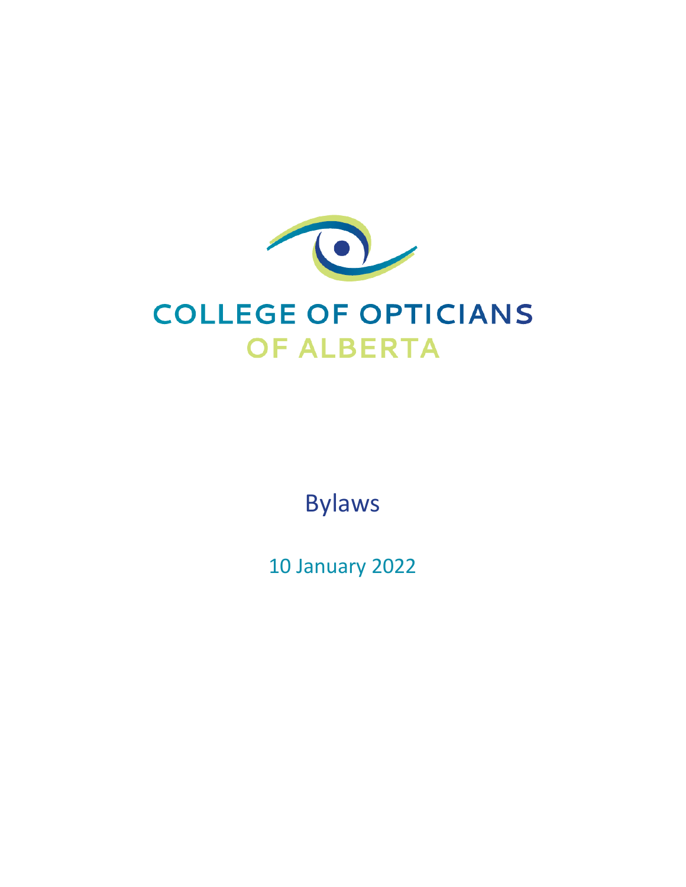# COLLEGE OF OPTICIANS OF ALBERTA

## Bylaws

10 January 2022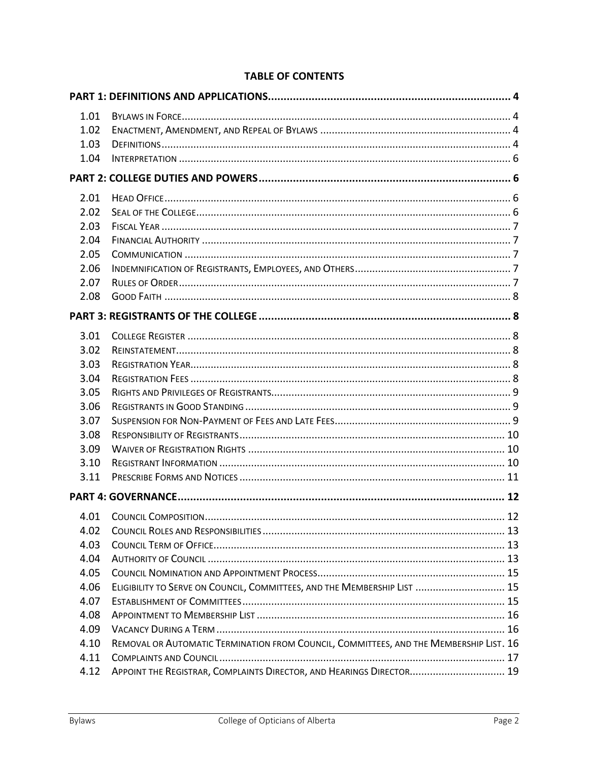**TABLE OF CONTENTS**

| | | |
|---|---|---|
| **PART 1: DEFINITIONS AND APPLICATIONS** | | **4** |
| 1.01 | Bylaws in Force | 4 |
| 1.02 | Enactment, Amendment, and Repeal of Bylaws | 4 |
| 1.03 | Definitions | 4 |
| 1.04 | Interpretation | 6 |
| **PART 2: COLLEGE DUTIES AND POWERS** | | **6** |
| 2.01 | Head Office | 6 |
| 2.02 | Seal of the College | 6 |
| 2.03 | Fiscal Year | 7 |
| 2.04 | Financial Authority | 7 |
| 2.05 | Communication | 7 |
| 2.06 | Indemnification of Registrants, Employees, and Others | 7 |
| 2.07 | Rules of Order | 7 |
| 2.08 | Good Faith | 8 |
| **PART 3: REGISTRANTS OF THE COLLEGE** | | **8** |
| 3.01 | College Register | 8 |
| 3.02 | Reinstatement | 8 |
| 3.03 | Registration Year | 8 |
| 3.04 | Registration Fees | 8 |
| 3.05 | Rights and Privileges of Registrants | 9 |
| 3.06 | Registrants in Good Standing | 9 |
| 3.07 | Suspension for Non-Payment of Fees and Late Fees | 9 |
| 3.08 | Responsibility of Registrants | 10 |
| 3.09 | Waiver of Registration Rights | 10 |
| 3.10 | Registrant Information | 10 |
| 3.11 | Prescribe Forms and Notices | 11 |
| **PART 4: GOVERNANCE** | | **12** |
| 4.01 | Council Composition | 12 |
| 4.02 | Council Roles and Responsibilities | 13 |
| 4.03 | Council Term of Office | 13 |
| 4.04 | Authority of Council | 13 |
| 4.05 | Council Nomination and Appointment Process | 15 |
| 4.06 | Eligibility to Serve on Council, Committees, and the Membership List | 15 |
| 4.07 | Establishment of Committees | 15 |
| 4.08 | Appointment to Membership List | 16 |
| 4.09 | Vacancy During a Term | 16 |
| 4.10 | Removal or Automatic Termination from Council, Committees, and the Membership List | 16 |
| 4.11 | Complaints and Council | 17 |
| 4.12 | Appoint the Registrar, Complaints Director, and Hearings Director | 19 |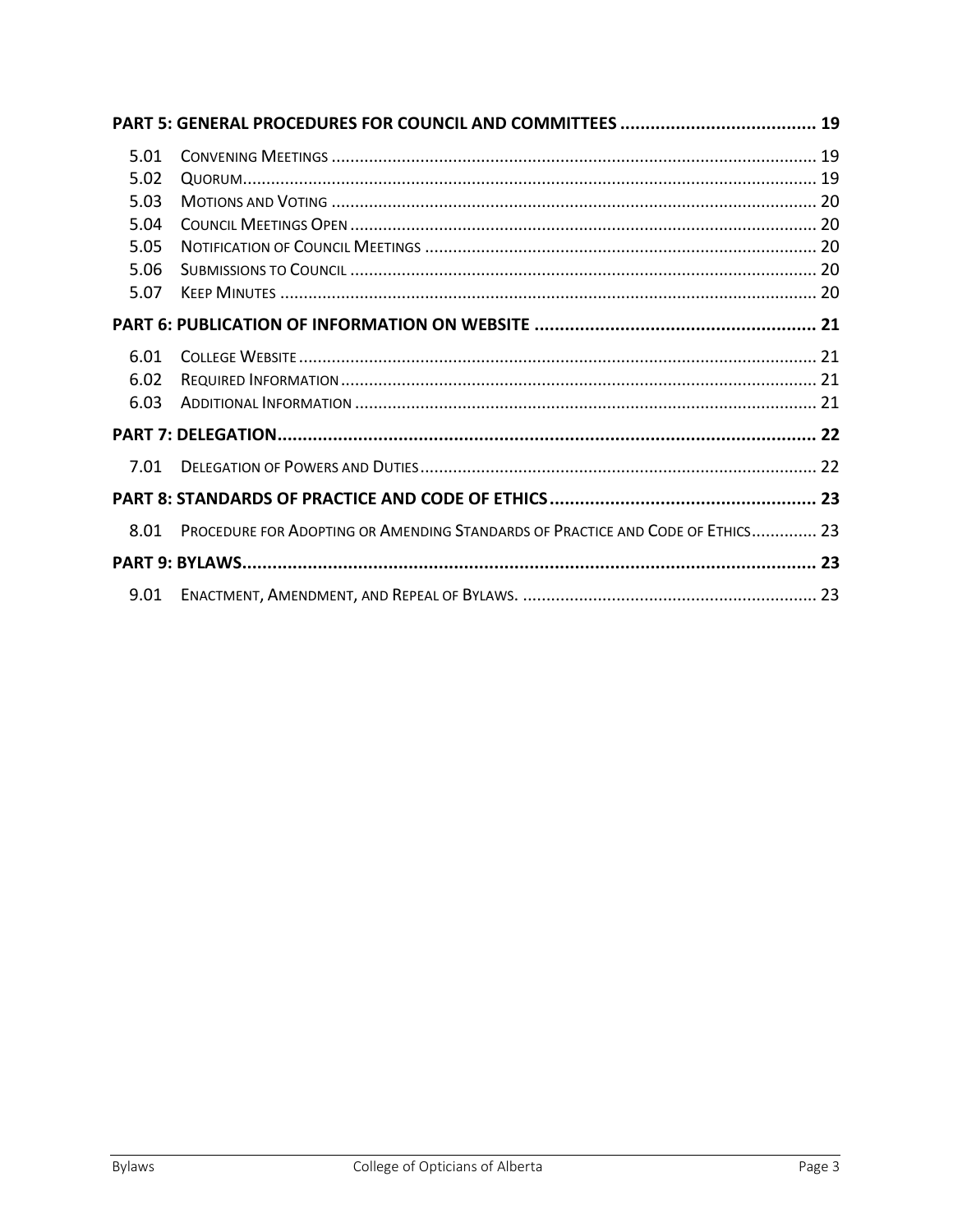**PART 5: GENERAL PROCEDURES FOR COUNCIL AND COMMITTEES ....................................... 19**

5.01 Convening Meetings ....................................................................................................... 19
5.02 Quorum.......................................................................................................................... 19
5.03 Motions and Voting ....................................................................................................... 20
5.04 Council Meetings Open ................................................................................................... 20
5.05 Notification of Council Meetings ................................................................................... 20
5.06 Submissions to Council ................................................................................................... 20
5.07 Keep Minutes ................................................................................................................. 20

**PART 6: PUBLICATION OF INFORMATION ON WEBSITE ........................................................ 21**

6.01 College Website ............................................................................................................. 21
6.02 Required Information ..................................................................................................... 21
6.03 Additional Information ................................................................................................... 21

**PART 7: DELEGATION........................................................................................................... 22**

7.01 Delegation of Powers and Duties .................................................................................... 22

**PART 8: STANDARDS OF PRACTICE AND CODE OF ETHICS..................................................... 23**

8.01 Procedure for Adopting or Amending Standards of Practice and Code of Ethics.............. 23

**PART 9: BYLAWS.................................................................................................................. 23**

9.01 Enactment, Amendment, and Repeal of Bylaws. .............................................................. 23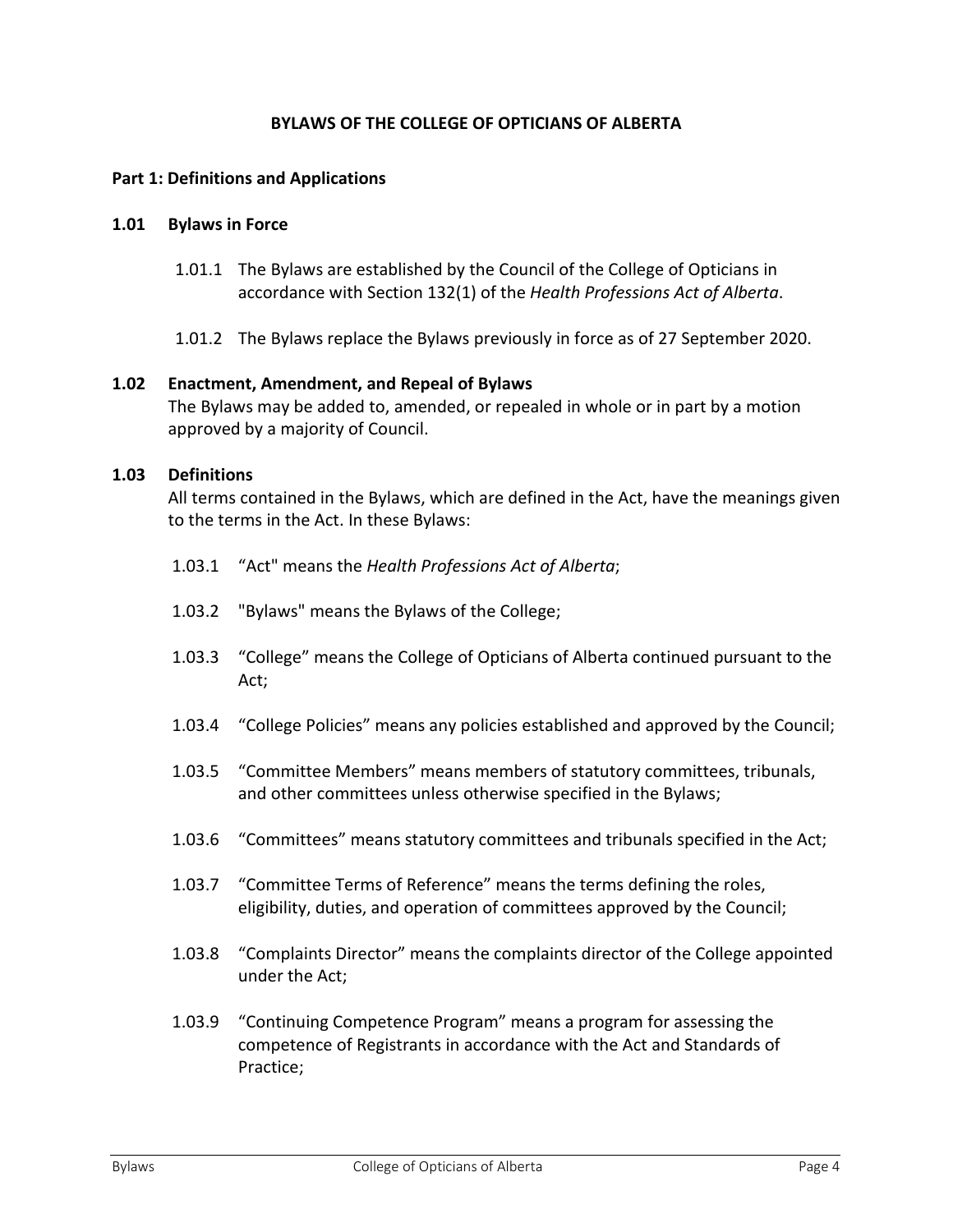# BYLAWS OF THE COLLEGE OF OPTICIANS OF ALBERTA

## Part 1: Definitions and Applications

### 1.01 Bylaws in Force

1.01.1 The Bylaws are established by the Council of the College of Opticians in accordance with Section 132(1) of the *Health Professions Act of Alberta*.

1.01.2 The Bylaws replace the Bylaws previously in force as of 27 September 2020.

### 1.02 Enactment, Amendment, and Repeal of Bylaws

The Bylaws may be added to, amended, or repealed in whole or in part by a motion approved by a majority of Council.

### 1.03 Definitions

All terms contained in the Bylaws, which are defined in the Act, have the meanings given to the terms in the Act. In these Bylaws:

1.03.1 "Act" means the *Health Professions Act of Alberta*;

1.03.2 "Bylaws" means the Bylaws of the College;

1.03.3 "College" means the College of Opticians of Alberta continued pursuant to the Act;

1.03.4 "College Policies" means any policies established and approved by the Council;

1.03.5 "Committee Members" means members of statutory committees, tribunals, and other committees unless otherwise specified in the Bylaws;

1.03.6 "Committees" means statutory committees and tribunals specified in the Act;

1.03.7 "Committee Terms of Reference" means the terms defining the roles, eligibility, duties, and operation of committees approved by the Council;

1.03.8 "Complaints Director" means the complaints director of the College appointed under the Act;

1.03.9 "Continuing Competence Program" means a program for assessing the competence of Registrants in accordance with the Act and Standards of Practice;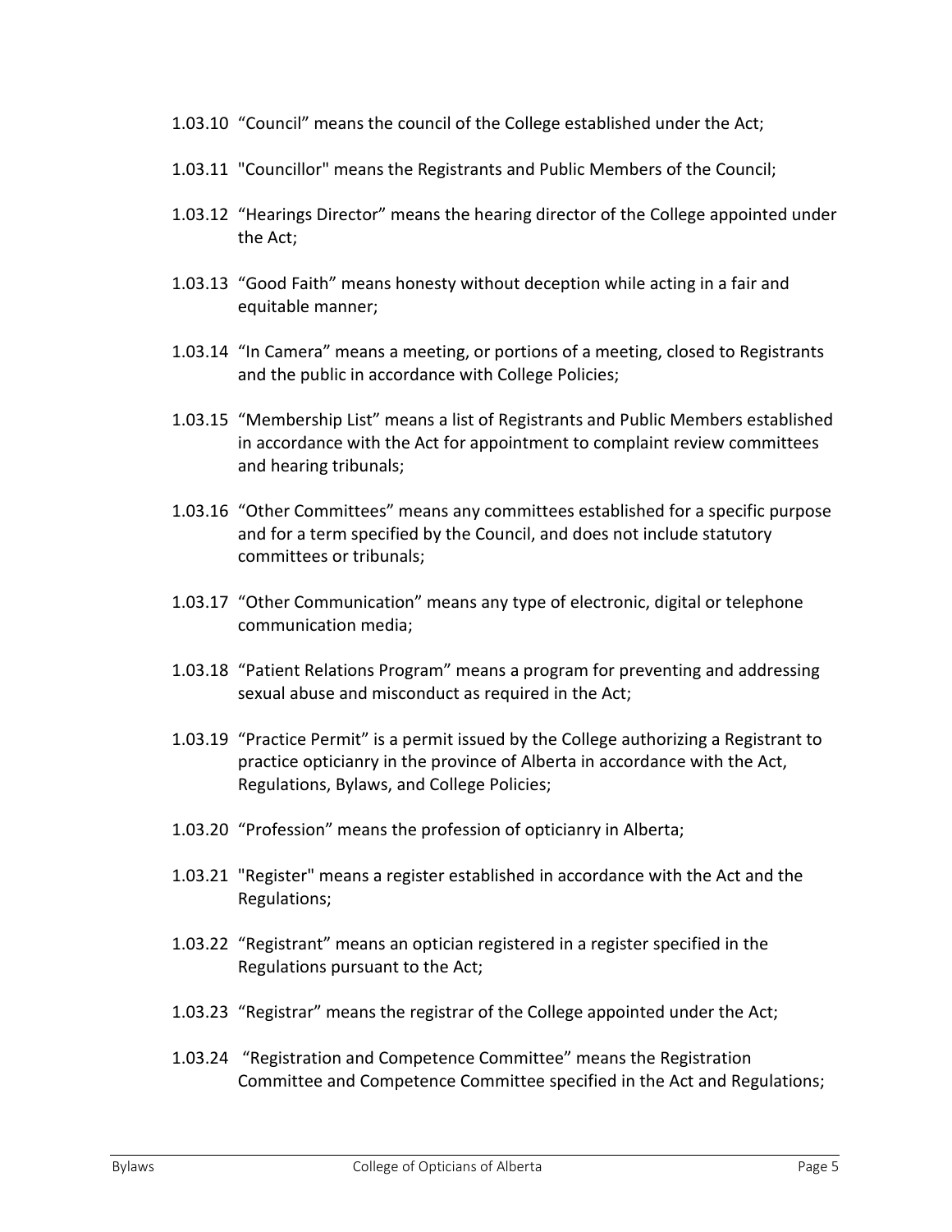1.03.10 “Council” means the council of the College established under the Act;

1.03.11 "Councillor" means the Registrants and Public Members of the Council;

1.03.12 “Hearings Director” means the hearing director of the College appointed under the Act;

1.03.13 “Good Faith” means honesty without deception while acting in a fair and equitable manner;

1.03.14 “In Camera” means a meeting, or portions of a meeting, closed to Registrants and the public in accordance with College Policies;

1.03.15 “Membership List” means a list of Registrants and Public Members established in accordance with the Act for appointment to complaint review committees and hearing tribunals;

1.03.16 “Other Committees” means any committees established for a specific purpose and for a term specified by the Council, and does not include statutory committees or tribunals;

1.03.17 “Other Communication” means any type of electronic, digital or telephone communication media;

1.03.18 “Patient Relations Program” means a program for preventing and addressing sexual abuse and misconduct as required in the Act;

1.03.19 “Practice Permit” is a permit issued by the College authorizing a Registrant to practice opticianry in the province of Alberta in accordance with the Act, Regulations, Bylaws, and College Policies;

1.03.20 “Profession” means the profession of opticianry in Alberta;

1.03.21 "Register" means a register established in accordance with the Act and the Regulations;

1.03.22 “Registrant” means an optician registered in a register specified in the Regulations pursuant to the Act;

1.03.23 “Registrar” means the registrar of the College appointed under the Act;

1.03.24 “Registration and Competence Committee” means the Registration Committee and Competence Committee specified in the Act and Regulations;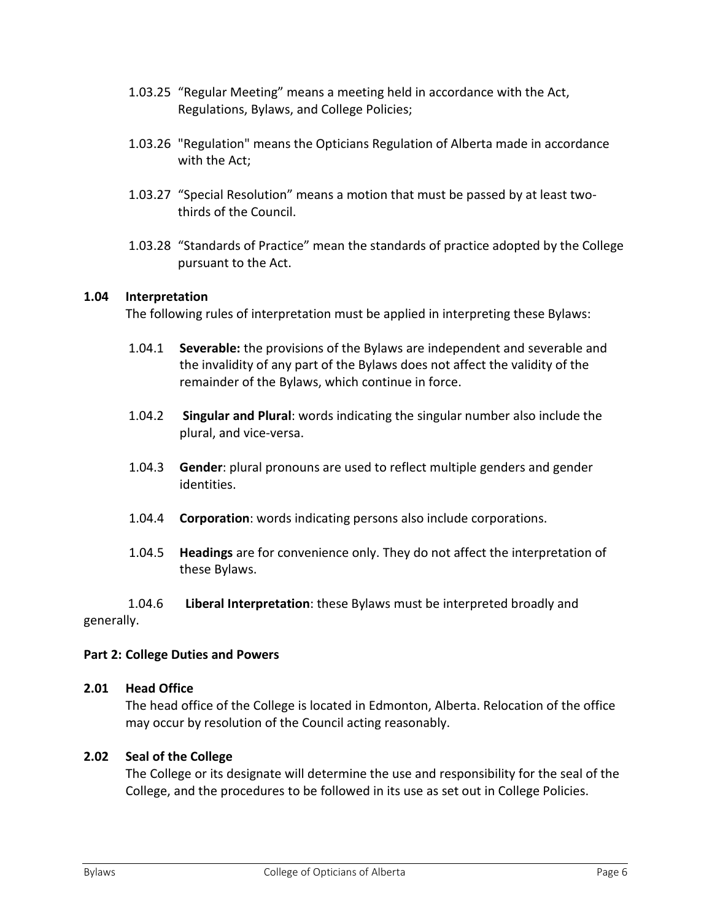1.03.25 “Regular Meeting” means a meeting held in accordance with the Act, Regulations, Bylaws, and College Policies;

1.03.26 "Regulation" means the Opticians Regulation of Alberta made in accordance with the Act;

1.03.27 “Special Resolution” means a motion that must be passed by at least two-thirds of the Council.

1.03.28 “Standards of Practice” mean the standards of practice adopted by the College pursuant to the Act.

**1.04 Interpretation**

The following rules of interpretation must be applied in interpreting these Bylaws:

1.04.1 **Severable:** the provisions of the Bylaws are independent and severable and the invalidity of any part of the Bylaws does not affect the validity of the remainder of the Bylaws, which continue in force.

1.04.2 **Singular and Plural**: words indicating the singular number also include the plural, and vice-versa.

1.04.3 **Gender**: plural pronouns are used to reflect multiple genders and gender identities.

1.04.4 **Corporation**: words indicating persons also include corporations.

1.04.5 **Headings** are for convenience only. They do not affect the interpretation of these Bylaws.

1.04.6 **Liberal Interpretation**: these Bylaws must be interpreted broadly and generally.

**Part 2: College Duties and Powers**

**2.01 Head Office**

The head office of the College is located in Edmonton, Alberta. Relocation of the office may occur by resolution of the Council acting reasonably.

**2.02 Seal of the College**

The College or its designate will determine the use and responsibility for the seal of the College, and the procedures to be followed in its use as set out in College Policies.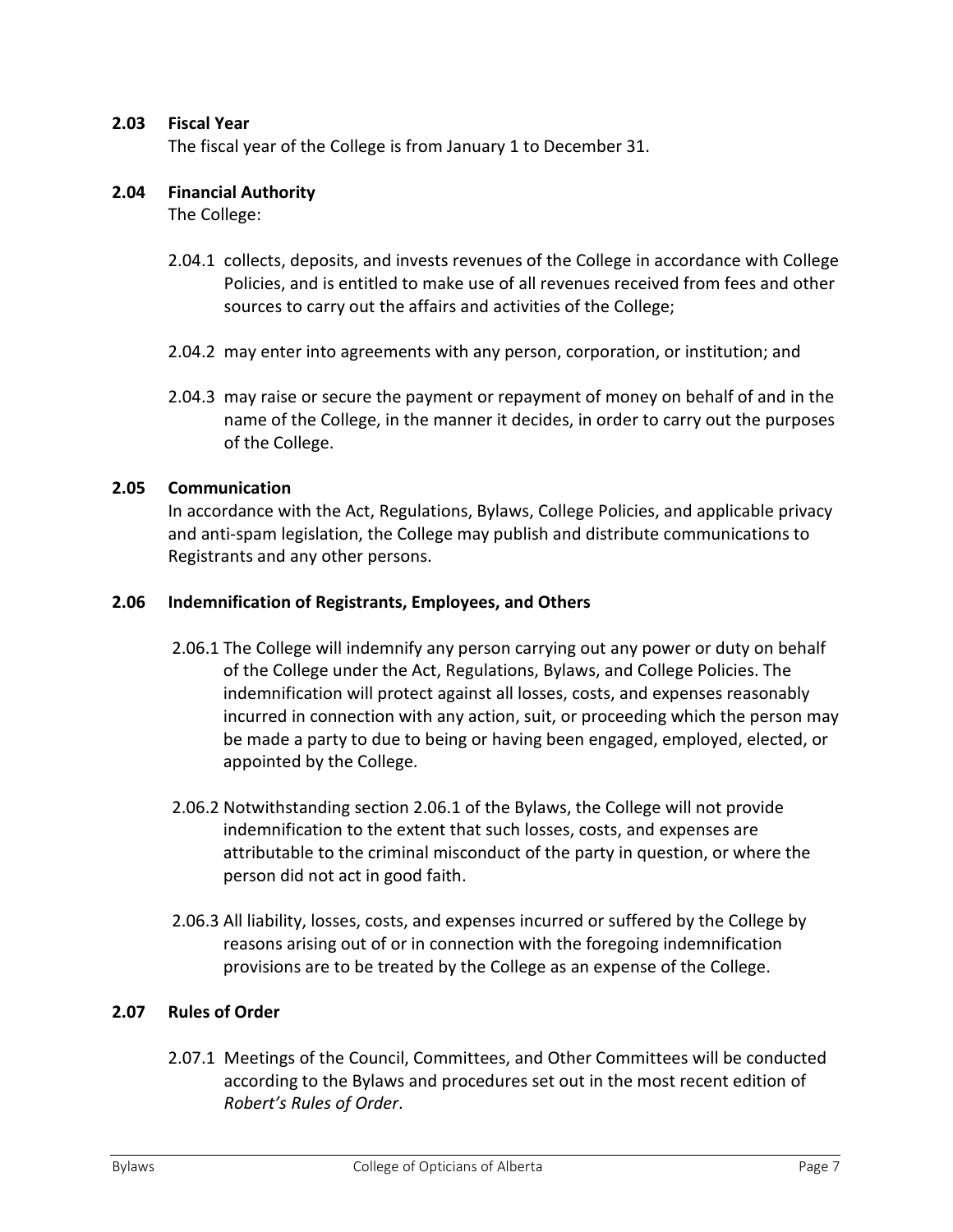### 2.03 Fiscal Year

The fiscal year of the College is from January 1 to December 31.

### 2.04 Financial Authority

The College:

2.04.1 collects, deposits, and invests revenues of the College in accordance with College Policies, and is entitled to make use of all revenues received from fees and other sources to carry out the affairs and activities of the College;

2.04.2 may enter into agreements with any person, corporation, or institution; and

2.04.3 may raise or secure the payment or repayment of money on behalf of and in the name of the College, in the manner it decides, in order to carry out the purposes of the College.

### 2.05 Communication

In accordance with the Act, Regulations, Bylaws, College Policies, and applicable privacy and anti-spam legislation, the College may publish and distribute communications to Registrants and any other persons.

### 2.06 Indemnification of Registrants, Employees, and Others

2.06.1 The College will indemnify any person carrying out any power or duty on behalf of the College under the Act, Regulations, Bylaws, and College Policies. The indemnification will protect against all losses, costs, and expenses reasonably incurred in connection with any action, suit, or proceeding which the person may be made a party to due to being or having been engaged, employed, elected, or appointed by the College.

2.06.2 Notwithstanding section 2.06.1 of the Bylaws, the College will not provide indemnification to the extent that such losses, costs, and expenses are attributable to the criminal misconduct of the party in question, or where the person did not act in good faith.

2.06.3 All liability, losses, costs, and expenses incurred or suffered by the College by reasons arising out of or in connection with the foregoing indemnification provisions are to be treated by the College as an expense of the College.

### 2.07 Rules of Order

2.07.1 Meetings of the Council, Committees, and Other Committees will be conducted according to the Bylaws and procedures set out in the most recent edition of *Robert's Rules of Order*.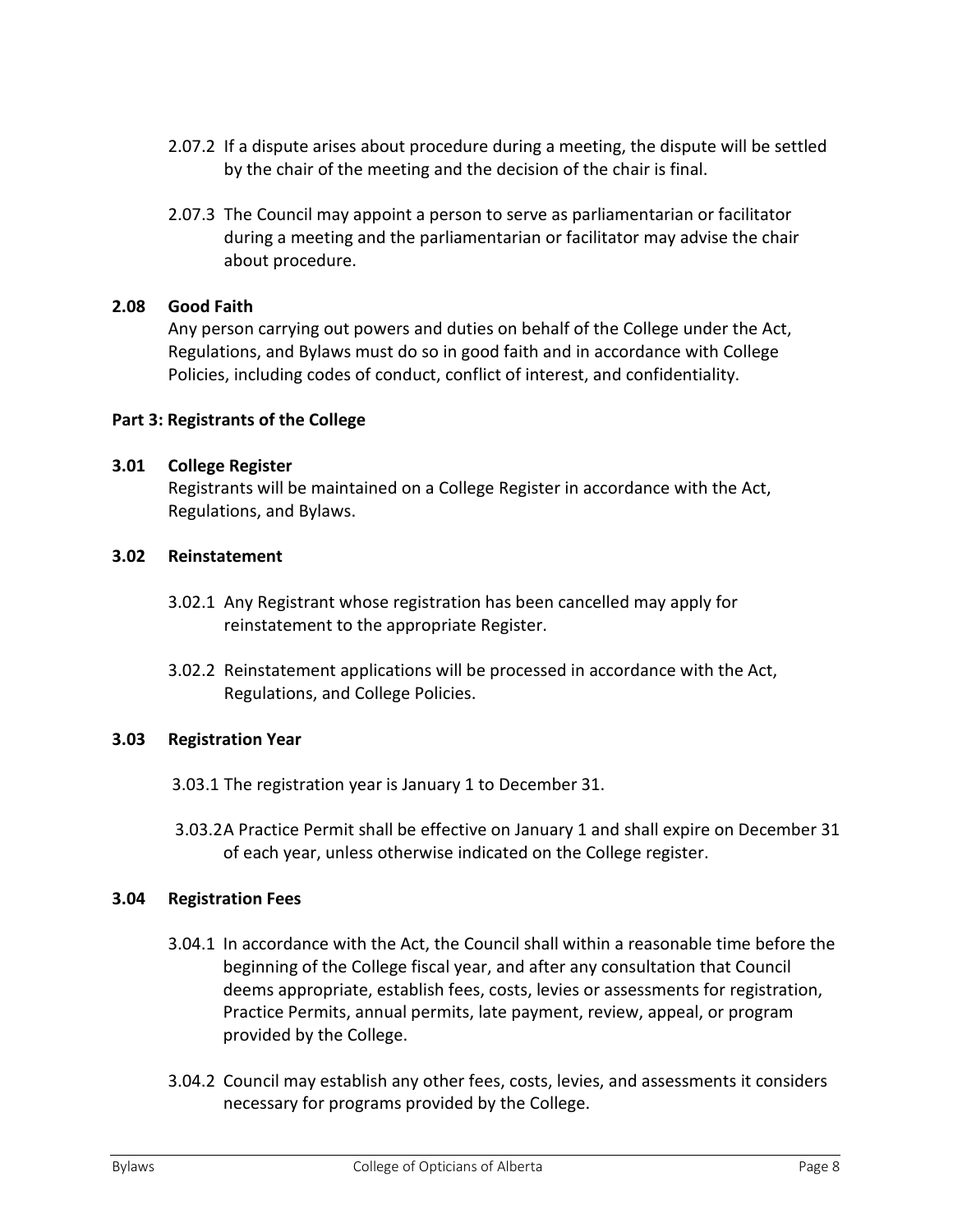2.07.2 If a dispute arises about procedure during a meeting, the dispute will be settled by the chair of the meeting and the decision of the chair is final.

2.07.3 The Council may appoint a person to serve as parliamentarian or facilitator during a meeting and the parliamentarian or facilitator may advise the chair about procedure.

**2.08 Good Faith**

Any person carrying out powers and duties on behalf of the College under the Act, Regulations, and Bylaws must do so in good faith and in accordance with College Policies, including codes of conduct, conflict of interest, and confidentiality.

**Part 3: Registrants of the College**

**3.01 College Register**

Registrants will be maintained on a College Register in accordance with the Act, Regulations, and Bylaws.

**3.02 Reinstatement**

3.02.1 Any Registrant whose registration has been cancelled may apply for reinstatement to the appropriate Register.

3.02.2 Reinstatement applications will be processed in accordance with the Act, Regulations, and College Policies.

**3.03 Registration Year**

3.03.1 The registration year is January 1 to December 31.

3.03.2A Practice Permit shall be effective on January 1 and shall expire on December 31 of each year, unless otherwise indicated on the College register.

**3.04 Registration Fees**

3.04.1 In accordance with the Act, the Council shall within a reasonable time before the beginning of the College fiscal year, and after any consultation that Council deems appropriate, establish fees, costs, levies or assessments for registration, Practice Permits, annual permits, late payment, review, appeal, or program provided by the College.

3.04.2 Council may establish any other fees, costs, levies, and assessments it considers necessary for programs provided by the College.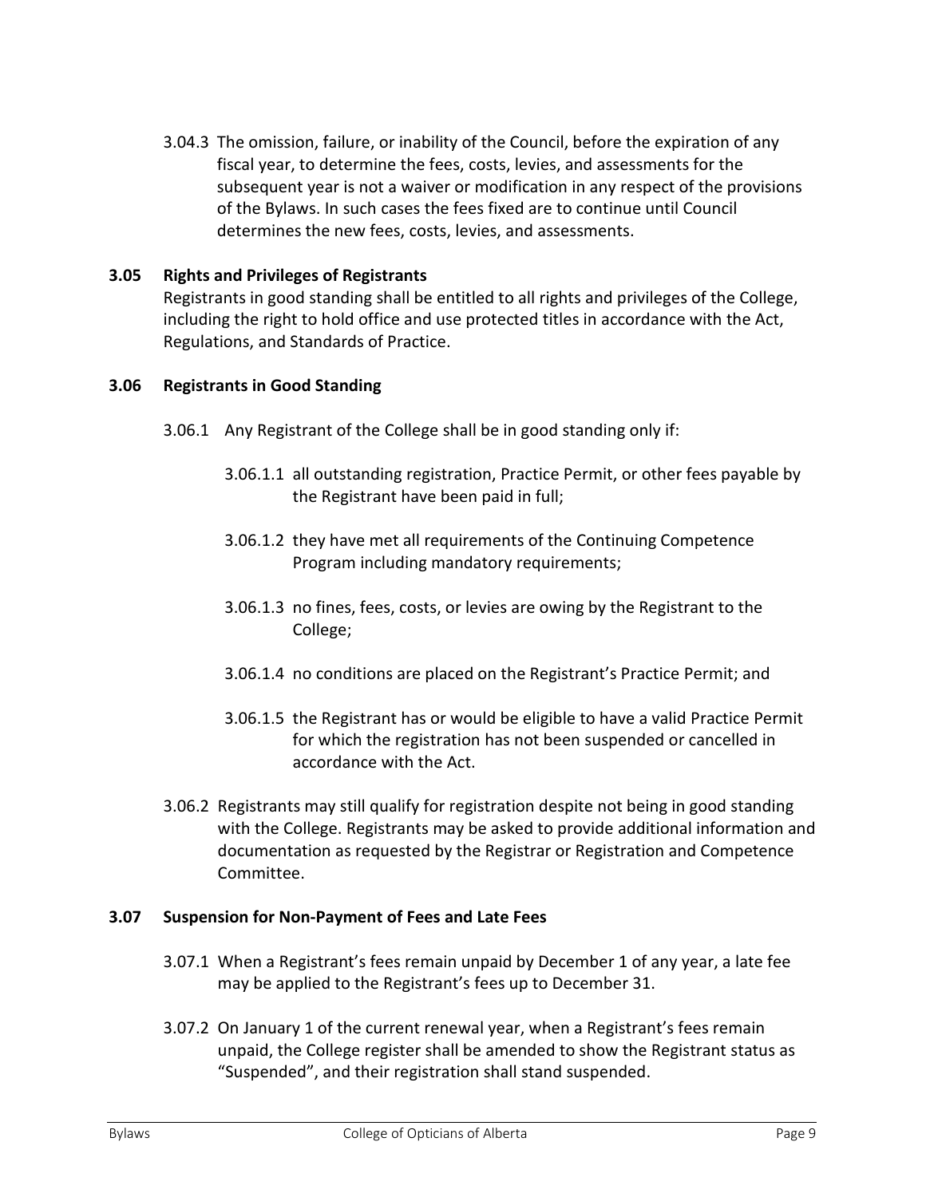3.04.3 The omission, failure, or inability of the Council, before the expiration of any fiscal year, to determine the fees, costs, levies, and assessments for the subsequent year is not a waiver or modification in any respect of the provisions of the Bylaws. In such cases the fees fixed are to continue until Council determines the new fees, costs, levies, and assessments.

### 3.05 Rights and Privileges of Registrants

Registrants in good standing shall be entitled to all rights and privileges of the College, including the right to hold office and use protected titles in accordance with the Act, Regulations, and Standards of Practice.

### 3.06 Registrants in Good Standing

3.06.1 Any Registrant of the College shall be in good standing only if:

3.06.1.1 all outstanding registration, Practice Permit, or other fees payable by the Registrant have been paid in full;

3.06.1.2 they have met all requirements of the Continuing Competence Program including mandatory requirements;

3.06.1.3 no fines, fees, costs, or levies are owing by the Registrant to the College;

3.06.1.4 no conditions are placed on the Registrant's Practice Permit; and

3.06.1.5 the Registrant has or would be eligible to have a valid Practice Permit for which the registration has not been suspended or cancelled in accordance with the Act.

3.06.2 Registrants may still qualify for registration despite not being in good standing with the College. Registrants may be asked to provide additional information and documentation as requested by the Registrar or Registration and Competence Committee.

### 3.07 Suspension for Non-Payment of Fees and Late Fees

3.07.1 When a Registrant's fees remain unpaid by December 1 of any year, a late fee may be applied to the Registrant's fees up to December 31.

3.07.2 On January 1 of the current renewal year, when a Registrant's fees remain unpaid, the College register shall be amended to show the Registrant status as "Suspended", and their registration shall stand suspended.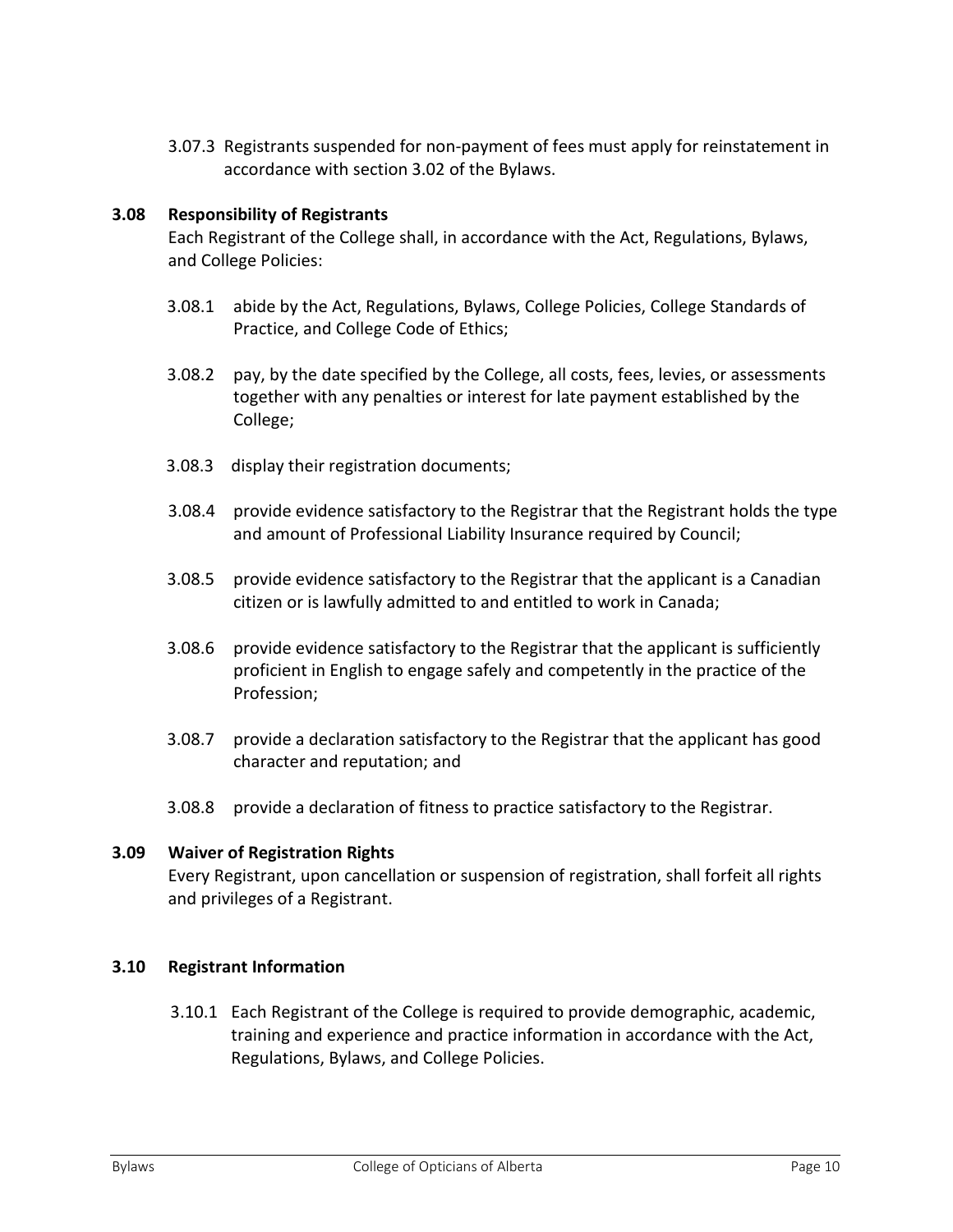3.07.3 Registrants suspended for non-payment of fees must apply for reinstatement in accordance with section 3.02 of the Bylaws.

### 3.08 Responsibility of Registrants

Each Registrant of the College shall, in accordance with the Act, Regulations, Bylaws, and College Policies:

3.08.1 abide by the Act, Regulations, Bylaws, College Policies, College Standards of Practice, and College Code of Ethics;

3.08.2 pay, by the date specified by the College, all costs, fees, levies, or assessments together with any penalties or interest for late payment established by the College;

3.08.3 display their registration documents;

3.08.4 provide evidence satisfactory to the Registrar that the Registrant holds the type and amount of Professional Liability Insurance required by Council;

3.08.5 provide evidence satisfactory to the Registrar that the applicant is a Canadian citizen or is lawfully admitted to and entitled to work in Canada;

3.08.6 provide evidence satisfactory to the Registrar that the applicant is sufficiently proficient in English to engage safely and competently in the practice of the Profession;

3.08.7 provide a declaration satisfactory to the Registrar that the applicant has good character and reputation; and

3.08.8 provide a declaration of fitness to practice satisfactory to the Registrar.

### 3.09 Waiver of Registration Rights

Every Registrant, upon cancellation or suspension of registration, shall forfeit all rights and privileges of a Registrant.

### 3.10 Registrant Information

3.10.1 Each Registrant of the College is required to provide demographic, academic, training and experience and practice information in accordance with the Act, Regulations, Bylaws, and College Policies.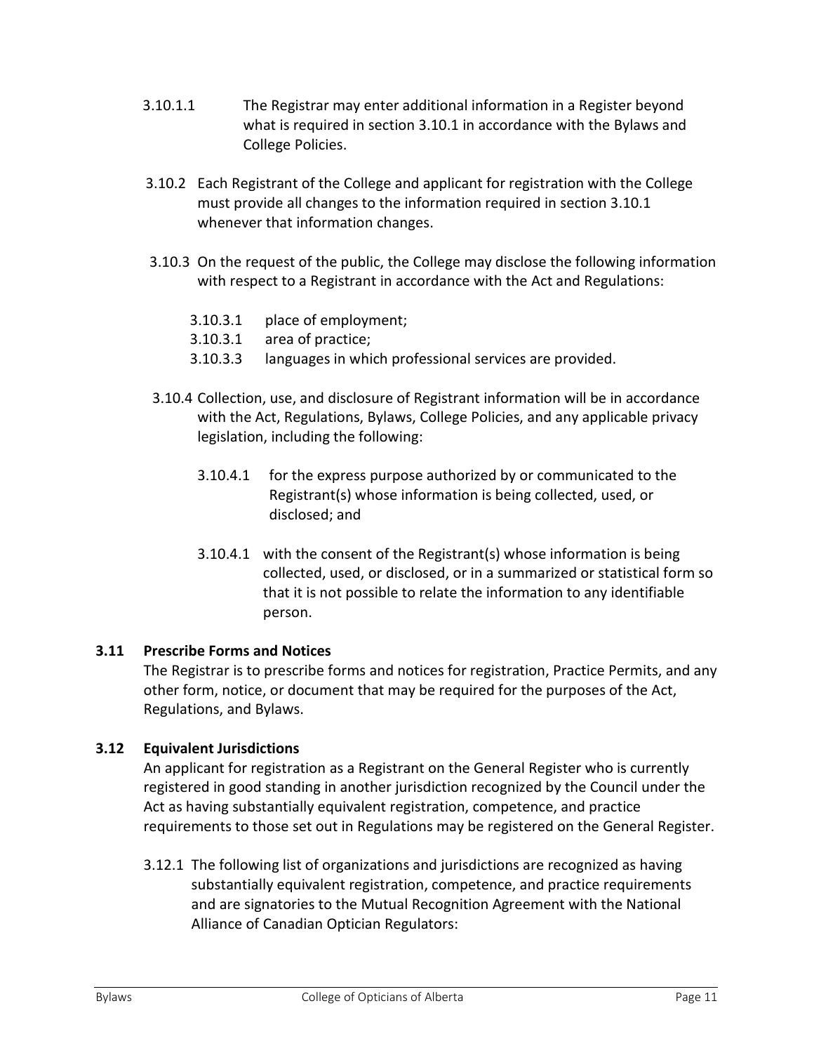3.10.1.1 The Registrar may enter additional information in a Register beyond what is required in section 3.10.1 in accordance with the Bylaws and College Policies.

3.10.2 Each Registrant of the College and applicant for registration with the College must provide all changes to the information required in section 3.10.1 whenever that information changes.

3.10.3 On the request of the public, the College may disclose the following information with respect to a Registrant in accordance with the Act and Regulations:

- 3.10.3.1 place of employment;
- 3.10.3.1 area of practice;
- 3.10.3.3 languages in which professional services are provided.

3.10.4 Collection, use, and disclosure of Registrant information will be in accordance with the Act, Regulations, Bylaws, College Policies, and any applicable privacy legislation, including the following:

- 3.10.4.1 for the express purpose authorized by or communicated to the Registrant(s) whose information is being collected, used, or disclosed; and
- 3.10.4.1 with the consent of the Registrant(s) whose information is being collected, used, or disclosed, or in a summarized or statistical form so that it is not possible to relate the information to any identifiable person.

**3.11 Prescribe Forms and Notices**

The Registrar is to prescribe forms and notices for registration, Practice Permits, and any other form, notice, or document that may be required for the purposes of the Act, Regulations, and Bylaws.

**3.12 Equivalent Jurisdictions**

An applicant for registration as a Registrant on the General Register who is currently registered in good standing in another jurisdiction recognized by the Council under the Act as having substantially equivalent registration, competence, and practice requirements to those set out in Regulations may be registered on the General Register.

3.12.1 The following list of organizations and jurisdictions are recognized as having substantially equivalent registration, competence, and practice requirements and are signatories to the Mutual Recognition Agreement with the National Alliance of Canadian Optician Regulators: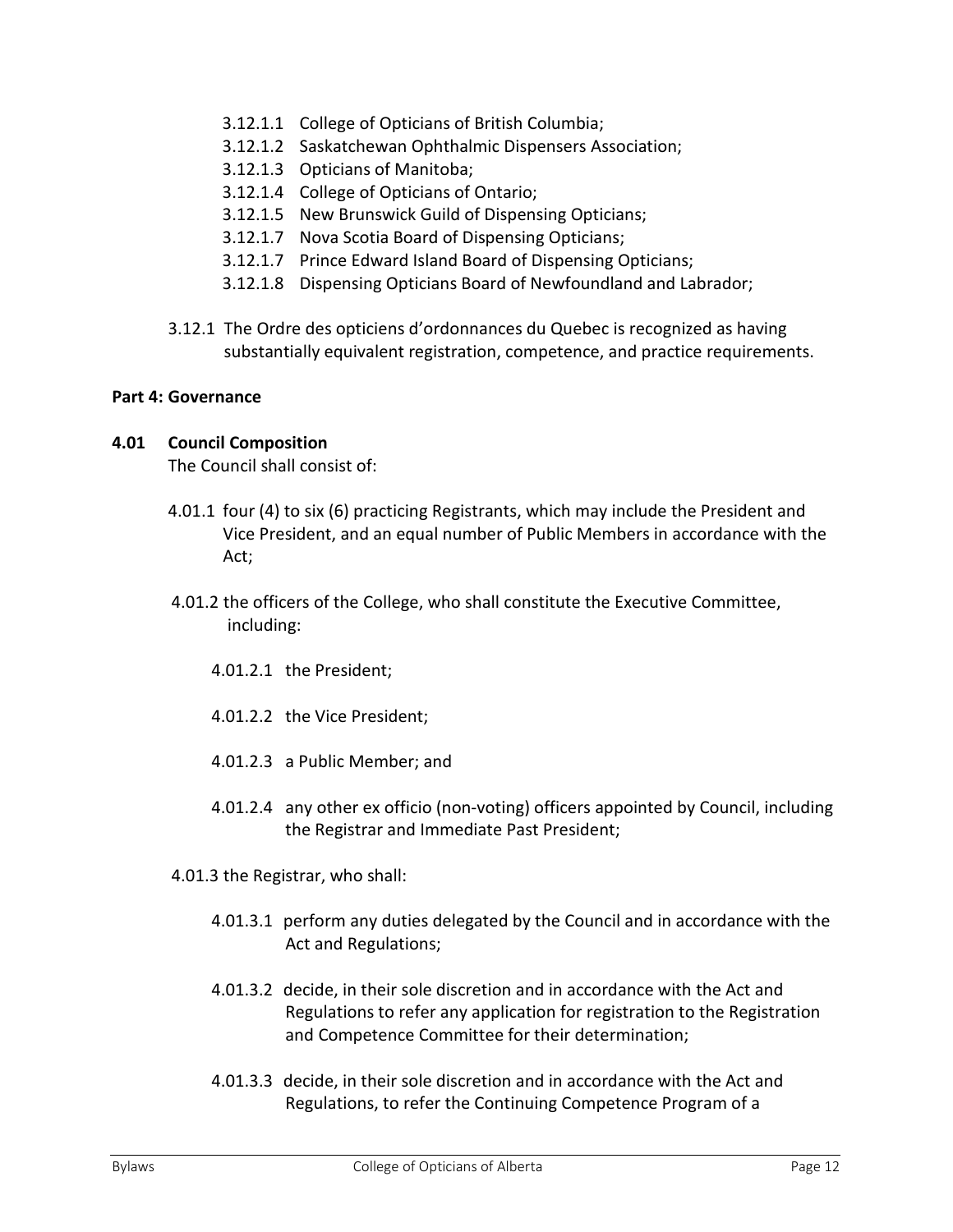3.12.1.1 College of Opticians of British Columbia;
3.12.1.2 Saskatchewan Ophthalmic Dispensers Association;
3.12.1.3 Opticians of Manitoba;
3.12.1.4 College of Opticians of Ontario;
3.12.1.5 New Brunswick Guild of Dispensing Opticians;
3.12.1.7 Nova Scotia Board of Dispensing Opticians;
3.12.1.7 Prince Edward Island Board of Dispensing Opticians;
3.12.1.8 Dispensing Opticians Board of Newfoundland and Labrador;

3.12.1 The Ordre des opticiens d'ordonnances du Quebec is recognized as having substantially equivalent registration, competence, and practice requirements.

**Part 4: Governance**

**4.01 Council Composition**

The Council shall consist of:

4.01.1 four (4) to six (6) practicing Registrants, which may include the President and Vice President, and an equal number of Public Members in accordance with the Act;

4.01.2 the officers of the College, who shall constitute the Executive Committee, including:

4.01.2.1 the President;

4.01.2.2 the Vice President;

4.01.2.3 a Public Member; and

4.01.2.4 any other ex officio (non-voting) officers appointed by Council, including the Registrar and Immediate Past President;

4.01.3 the Registrar, who shall:

4.01.3.1 perform any duties delegated by the Council and in accordance with the Act and Regulations;

4.01.3.2 decide, in their sole discretion and in accordance with the Act and Regulations to refer any application for registration to the Registration and Competence Committee for their determination;

4.01.3.3 decide, in their sole discretion and in accordance with the Act and Regulations, to refer the Continuing Competence Program of a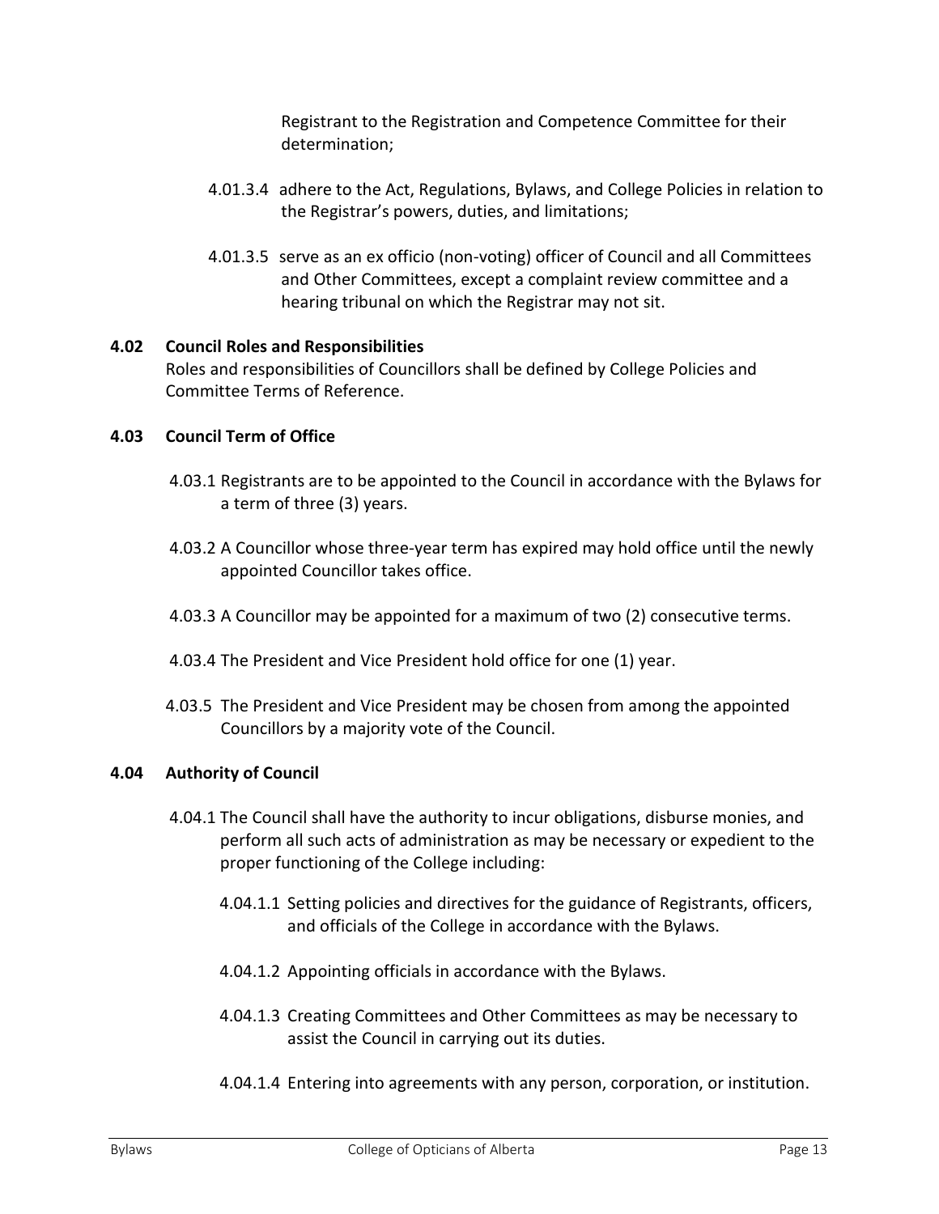Registrant to the Registration and Competence Committee for their determination;

4.01.3.4 adhere to the Act, Regulations, Bylaws, and College Policies in relation to the Registrar's powers, duties, and limitations;

4.01.3.5 serve as an ex officio (non-voting) officer of Council and all Committees and Other Committees, except a complaint review committee and a hearing tribunal on which the Registrar may not sit.

## 4.02 Council Roles and Responsibilities

Roles and responsibilities of Councillors shall be defined by College Policies and Committee Terms of Reference.

## 4.03 Council Term of Office

4.03.1 Registrants are to be appointed to the Council in accordance with the Bylaws for a term of three (3) years.

4.03.2 A Councillor whose three-year term has expired may hold office until the newly appointed Councillor takes office.

4.03.3 A Councillor may be appointed for a maximum of two (2) consecutive terms.

4.03.4 The President and Vice President hold office for one (1) year.

4.03.5 The President and Vice President may be chosen from among the appointed Councillors by a majority vote of the Council.

## 4.04 Authority of Council

4.04.1 The Council shall have the authority to incur obligations, disburse monies, and perform all such acts of administration as may be necessary or expedient to the proper functioning of the College including:

4.04.1.1 Setting policies and directives for the guidance of Registrants, officers, and officials of the College in accordance with the Bylaws.

4.04.1.2 Appointing officials in accordance with the Bylaws.

4.04.1.3 Creating Committees and Other Committees as may be necessary to assist the Council in carrying out its duties.

4.04.1.4 Entering into agreements with any person, corporation, or institution.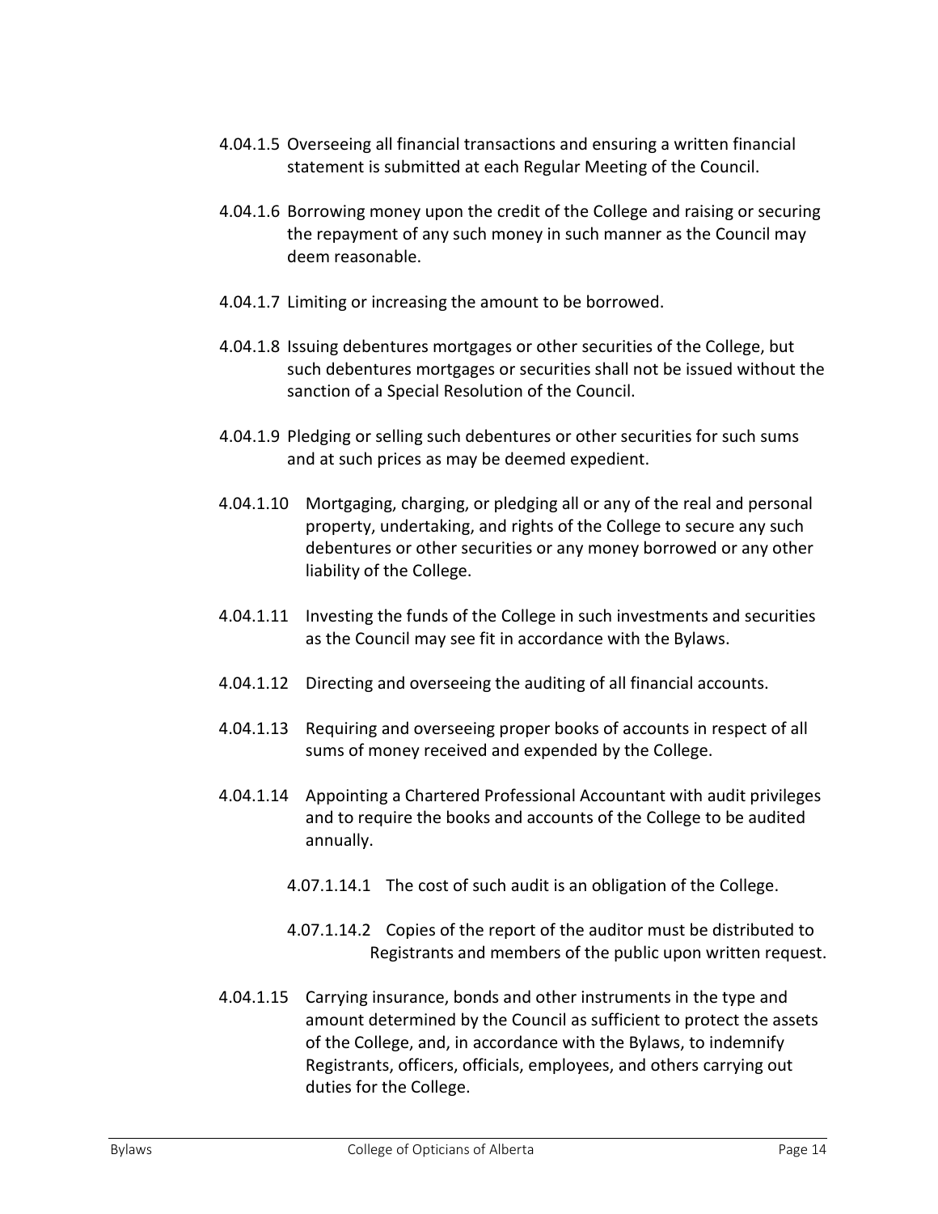4.04.1.5 Overseeing all financial transactions and ensuring a written financial statement is submitted at each Regular Meeting of the Council.

4.04.1.6 Borrowing money upon the credit of the College and raising or securing the repayment of any such money in such manner as the Council may deem reasonable.

4.04.1.7 Limiting or increasing the amount to be borrowed.

4.04.1.8 Issuing debentures mortgages or other securities of the College, but such debentures mortgages or securities shall not be issued without the sanction of a Special Resolution of the Council.

4.04.1.9 Pledging or selling such debentures or other securities for such sums and at such prices as may be deemed expedient.

4.04.1.10 Mortgaging, charging, or pledging all or any of the real and personal property, undertaking, and rights of the College to secure any such debentures or other securities or any money borrowed or any other liability of the College.

4.04.1.11 Investing the funds of the College in such investments and securities as the Council may see fit in accordance with the Bylaws.

4.04.1.12 Directing and overseeing the auditing of all financial accounts.

4.04.1.13 Requiring and overseeing proper books of accounts in respect of all sums of money received and expended by the College.

4.04.1.14 Appointing a Chartered Professional Accountant with audit privileges and to require the books and accounts of the College to be audited annually.

4.07.1.14.1 The cost of such audit is an obligation of the College.

4.07.1.14.2 Copies of the report of the auditor must be distributed to Registrants and members of the public upon written request.

4.04.1.15 Carrying insurance, bonds and other instruments in the type and amount determined by the Council as sufficient to protect the assets of the College, and, in accordance with the Bylaws, to indemnify Registrants, officers, officials, employees, and others carrying out duties for the College.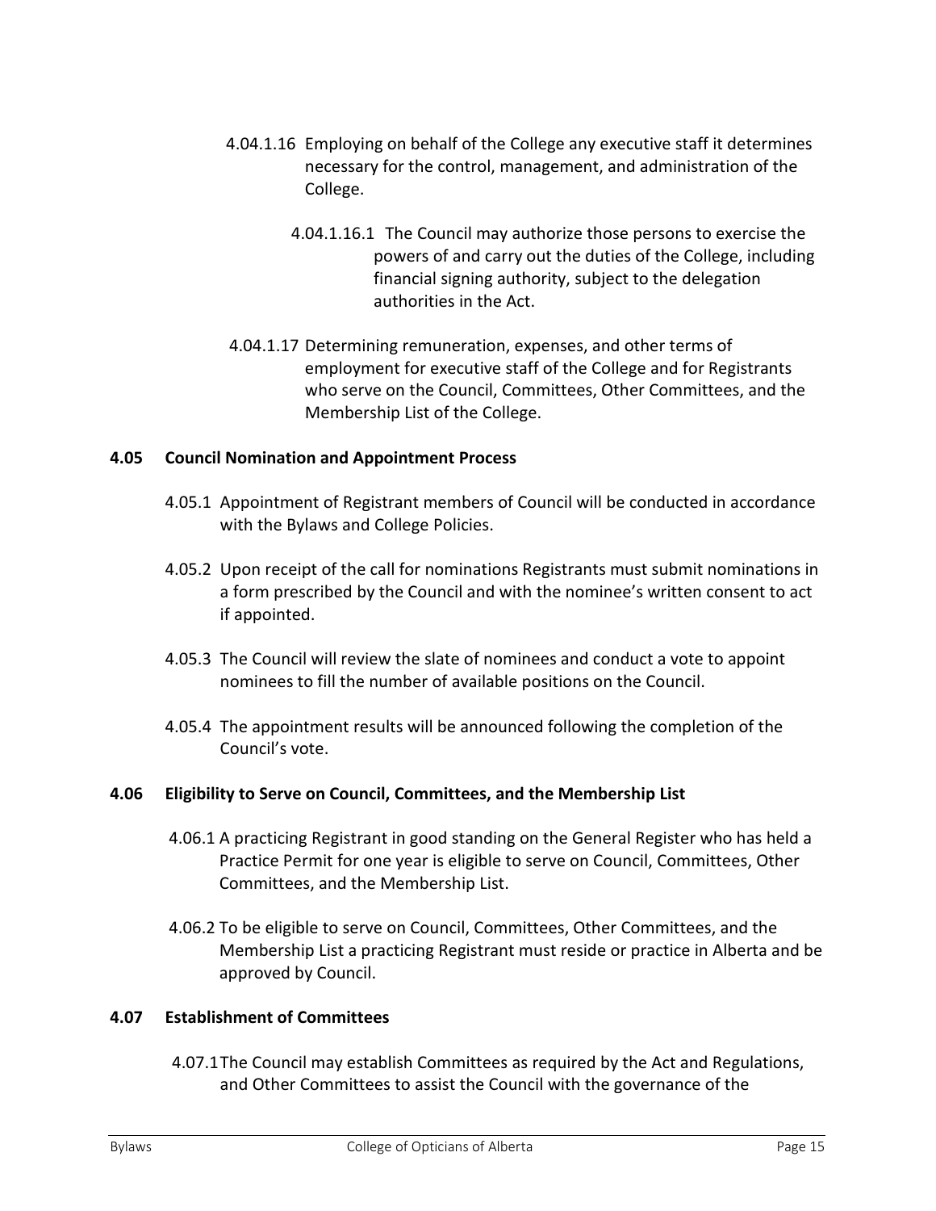4.04.1.16 Employing on behalf of the College any executive staff it determines necessary for the control, management, and administration of the College.

4.04.1.16.1 The Council may authorize those persons to exercise the powers of and carry out the duties of the College, including financial signing authority, subject to the delegation authorities in the Act.

4.04.1.17 Determining remuneration, expenses, and other terms of employment for executive staff of the College and for Registrants who serve on the Council, Committees, Other Committees, and the Membership List of the College.

**4.05 Council Nomination and Appointment Process**

4.05.1 Appointment of Registrant members of Council will be conducted in accordance with the Bylaws and College Policies.

4.05.2 Upon receipt of the call for nominations Registrants must submit nominations in a form prescribed by the Council and with the nominee's written consent to act if appointed.

4.05.3 The Council will review the slate of nominees and conduct a vote to appoint nominees to fill the number of available positions on the Council.

4.05.4 The appointment results will be announced following the completion of the Council's vote.

**4.06 Eligibility to Serve on Council, Committees, and the Membership List**

4.06.1 A practicing Registrant in good standing on the General Register who has held a Practice Permit for one year is eligible to serve on Council, Committees, Other Committees, and the Membership List.

4.06.2 To be eligible to serve on Council, Committees, Other Committees, and the Membership List a practicing Registrant must reside or practice in Alberta and be approved by Council.

**4.07 Establishment of Committees**

4.07.1 The Council may establish Committees as required by the Act and Regulations, and Other Committees to assist the Council with the governance of the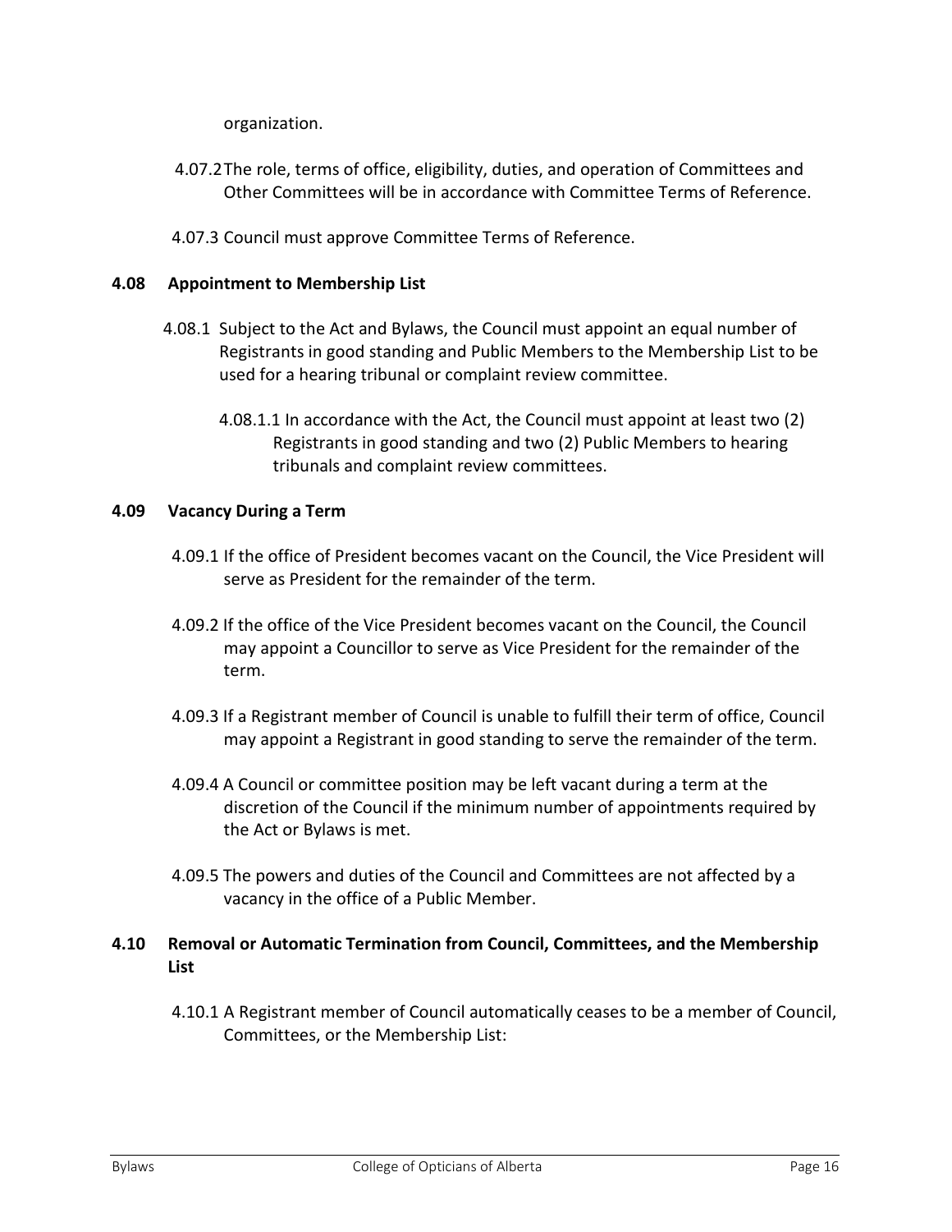organization.

4.07.2 The role, terms of office, eligibility, duties, and operation of Committees and Other Committees will be in accordance with Committee Terms of Reference.

4.07.3 Council must approve Committee Terms of Reference.

### 4.08 Appointment to Membership List

4.08.1 Subject to the Act and Bylaws, the Council must appoint an equal number of Registrants in good standing and Public Members to the Membership List to be used for a hearing tribunal or complaint review committee.

4.08.1.1 In accordance with the Act, the Council must appoint at least two (2) Registrants in good standing and two (2) Public Members to hearing tribunals and complaint review committees.

### 4.09 Vacancy During a Term

4.09.1 If the office of President becomes vacant on the Council, the Vice President will serve as President for the remainder of the term.

4.09.2 If the office of the Vice President becomes vacant on the Council, the Council may appoint a Councillor to serve as Vice President for the remainder of the term.

4.09.3 If a Registrant member of Council is unable to fulfill their term of office, Council may appoint a Registrant in good standing to serve the remainder of the term.

4.09.4 A Council or committee position may be left vacant during a term at the discretion of the Council if the minimum number of appointments required by the Act or Bylaws is met.

4.09.5 The powers and duties of the Council and Committees are not affected by a vacancy in the office of a Public Member.

### 4.10 Removal or Automatic Termination from Council, Committees, and the Membership List

4.10.1 A Registrant member of Council automatically ceases to be a member of Council, Committees, or the Membership List: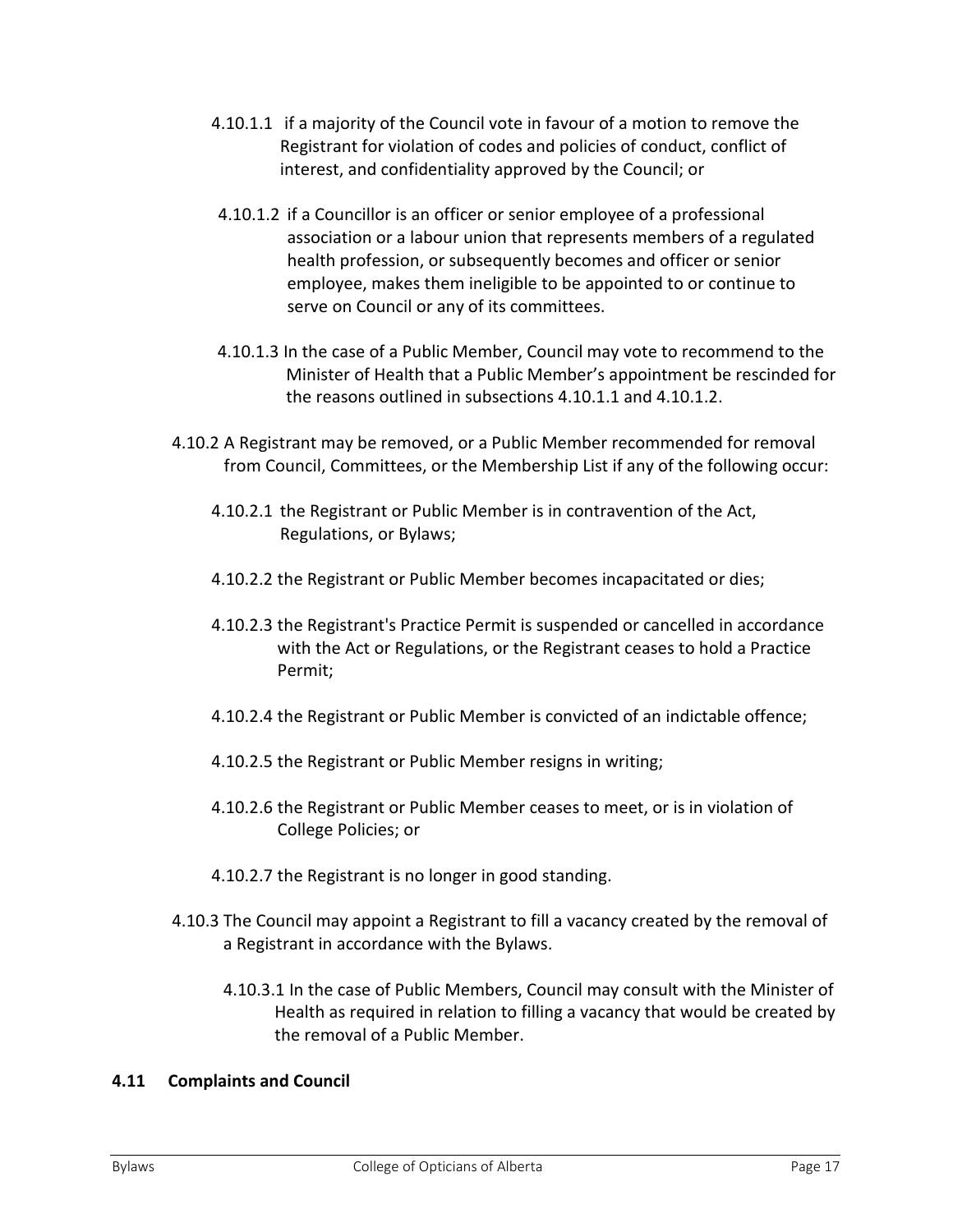4.10.1.1 if a majority of the Council vote in favour of a motion to remove the Registrant for violation of codes and policies of conduct, conflict of interest, and confidentiality approved by the Council; or

4.10.1.2 if a Councillor is an officer or senior employee of a professional association or a labour union that represents members of a regulated health profession, or subsequently becomes and officer or senior employee, makes them ineligible to be appointed to or continue to serve on Council or any of its committees.

4.10.1.3 In the case of a Public Member, Council may vote to recommend to the Minister of Health that a Public Member's appointment be rescinded for the reasons outlined in subsections 4.10.1.1 and 4.10.1.2.

4.10.2 A Registrant may be removed, or a Public Member recommended for removal from Council, Committees, or the Membership List if any of the following occur:

4.10.2.1 the Registrant or Public Member is in contravention of the Act, Regulations, or Bylaws;

4.10.2.2 the Registrant or Public Member becomes incapacitated or dies;

4.10.2.3 the Registrant's Practice Permit is suspended or cancelled in accordance with the Act or Regulations, or the Registrant ceases to hold a Practice Permit;

4.10.2.4 the Registrant or Public Member is convicted of an indictable offence;

4.10.2.5 the Registrant or Public Member resigns in writing;

4.10.2.6 the Registrant or Public Member ceases to meet, or is in violation of College Policies; or

4.10.2.7 the Registrant is no longer in good standing.

4.10.3 The Council may appoint a Registrant to fill a vacancy created by the removal of a Registrant in accordance with the Bylaws.

4.10.3.1 In the case of Public Members, Council may consult with the Minister of Health as required in relation to filling a vacancy that would be created by the removal of a Public Member.

### 4.11 Complaints and Council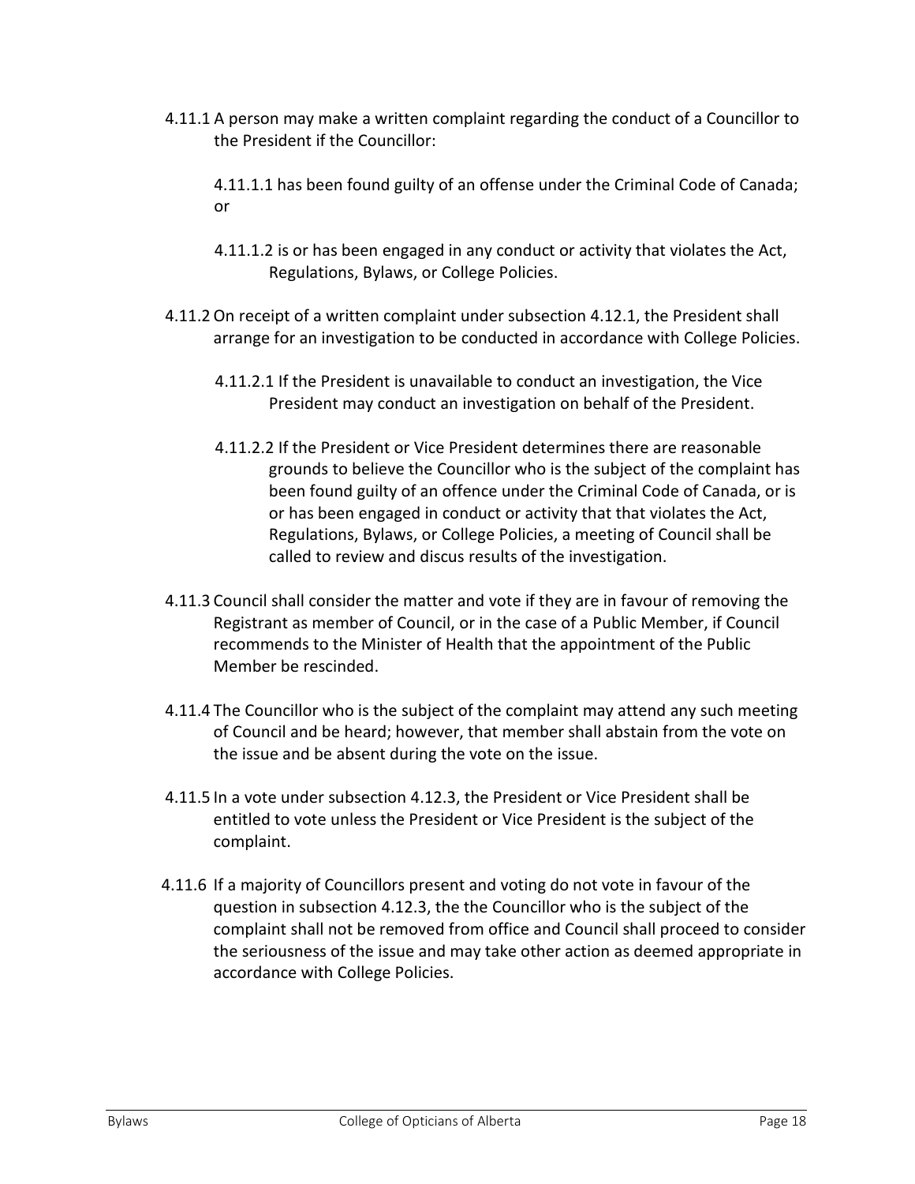4.11.1 A person may make a written complaint regarding the conduct of a Councillor to the President if the Councillor:

4.11.1.1 has been found guilty of an offense under the Criminal Code of Canada; or

4.11.1.2 is or has been engaged in any conduct or activity that violates the Act, Regulations, Bylaws, or College Policies.

4.11.2 On receipt of a written complaint under subsection 4.12.1, the President shall arrange for an investigation to be conducted in accordance with College Policies.

4.11.2.1 If the President is unavailable to conduct an investigation, the Vice President may conduct an investigation on behalf of the President.

4.11.2.2 If the President or Vice President determines there are reasonable grounds to believe the Councillor who is the subject of the complaint has been found guilty of an offence under the Criminal Code of Canada, or is or has been engaged in conduct or activity that that violates the Act, Regulations, Bylaws, or College Policies, a meeting of Council shall be called to review and discus results of the investigation.

4.11.3 Council shall consider the matter and vote if they are in favour of removing the Registrant as member of Council, or in the case of a Public Member, if Council recommends to the Minister of Health that the appointment of the Public Member be rescinded.

4.11.4 The Councillor who is the subject of the complaint may attend any such meeting of Council and be heard; however, that member shall abstain from the vote on the issue and be absent during the vote on the issue.

4.11.5 In a vote under subsection 4.12.3, the President or Vice President shall be entitled to vote unless the President or Vice President is the subject of the complaint.

4.11.6 If a majority of Councillors present and voting do not vote in favour of the question in subsection 4.12.3, the the Councillor who is the subject of the complaint shall not be removed from office and Council shall proceed to consider the seriousness of the issue and may take other action as deemed appropriate in accordance with College Policies.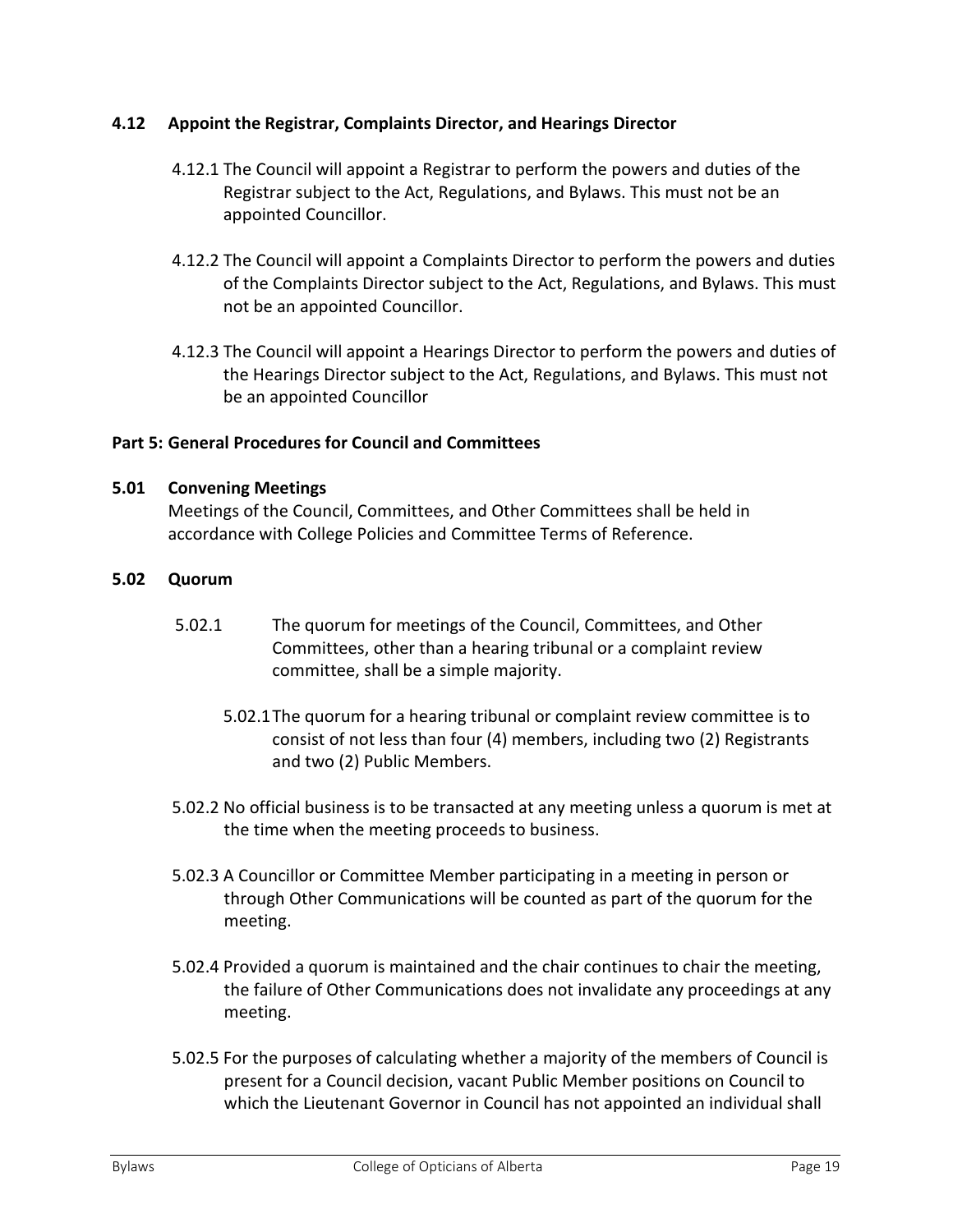### 4.12 Appoint the Registrar, Complaints Director, and Hearings Director

4.12.1 The Council will appoint a Registrar to perform the powers and duties of the Registrar subject to the Act, Regulations, and Bylaws. This must not be an appointed Councillor.

4.12.2 The Council will appoint a Complaints Director to perform the powers and duties of the Complaints Director subject to the Act, Regulations, and Bylaws. This must not be an appointed Councillor.

4.12.3 The Council will appoint a Hearings Director to perform the powers and duties of the Hearings Director subject to the Act, Regulations, and Bylaws. This must not be an appointed Councillor

## Part 5: General Procedures for Council and Committees

### 5.01 Convening Meetings

Meetings of the Council, Committees, and Other Committees shall be held in accordance with College Policies and Committee Terms of Reference.

### 5.02 Quorum

5.02.1 The quorum for meetings of the Council, Committees, and Other Committees, other than a hearing tribunal or a complaint review committee, shall be a simple majority.

5.02.1 The quorum for a hearing tribunal or complaint review committee is to consist of not less than four (4) members, including two (2) Registrants and two (2) Public Members.

5.02.2 No official business is to be transacted at any meeting unless a quorum is met at the time when the meeting proceeds to business.

5.02.3 A Councillor or Committee Member participating in a meeting in person or through Other Communications will be counted as part of the quorum for the meeting.

5.02.4 Provided a quorum is maintained and the chair continues to chair the meeting, the failure of Other Communications does not invalidate any proceedings at any meeting.

5.02.5 For the purposes of calculating whether a majority of the members of Council is present for a Council decision, vacant Public Member positions on Council to which the Lieutenant Governor in Council has not appointed an individual shall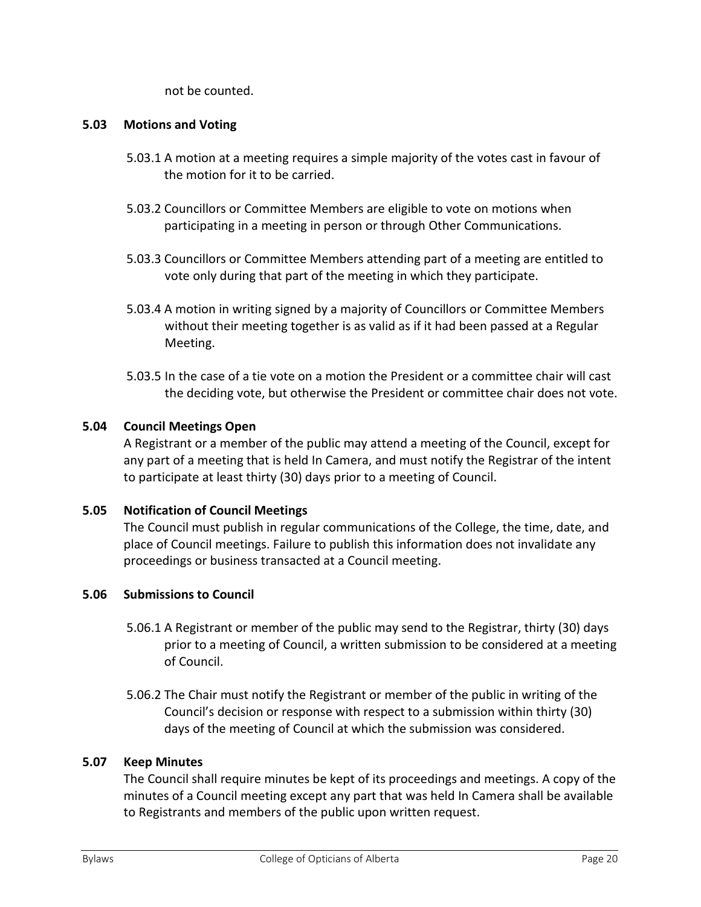not be counted.

### 5.03 Motions and Voting

5.03.1 A motion at a meeting requires a simple majority of the votes cast in favour of the motion for it to be carried.

5.03.2 Councillors or Committee Members are eligible to vote on motions when participating in a meeting in person or through Other Communications.

5.03.3 Councillors or Committee Members attending part of a meeting are entitled to vote only during that part of the meeting in which they participate.

5.03.4 A motion in writing signed by a majority of Councillors or Committee Members without their meeting together is as valid as if it had been passed at a Regular Meeting.

5.03.5 In the case of a tie vote on a motion the President or a committee chair will cast the deciding vote, but otherwise the President or committee chair does not vote.

### 5.04 Council Meetings Open

A Registrant or a member of the public may attend a meeting of the Council, except for any part of a meeting that is held In Camera, and must notify the Registrar of the intent to participate at least thirty (30) days prior to a meeting of Council.

### 5.05 Notification of Council Meetings

The Council must publish in regular communications of the College, the time, date, and place of Council meetings. Failure to publish this information does not invalidate any proceedings or business transacted at a Council meeting.

### 5.06 Submissions to Council

5.06.1 A Registrant or member of the public may send to the Registrar, thirty (30) days prior to a meeting of Council, a written submission to be considered at a meeting of Council.

5.06.2 The Chair must notify the Registrant or member of the public in writing of the Council's decision or response with respect to a submission within thirty (30) days of the meeting of Council at which the submission was considered.

### 5.07 Keep Minutes

The Council shall require minutes be kept of its proceedings and meetings. A copy of the minutes of a Council meeting except any part that was held In Camera shall be available to Registrants and members of the public upon written request.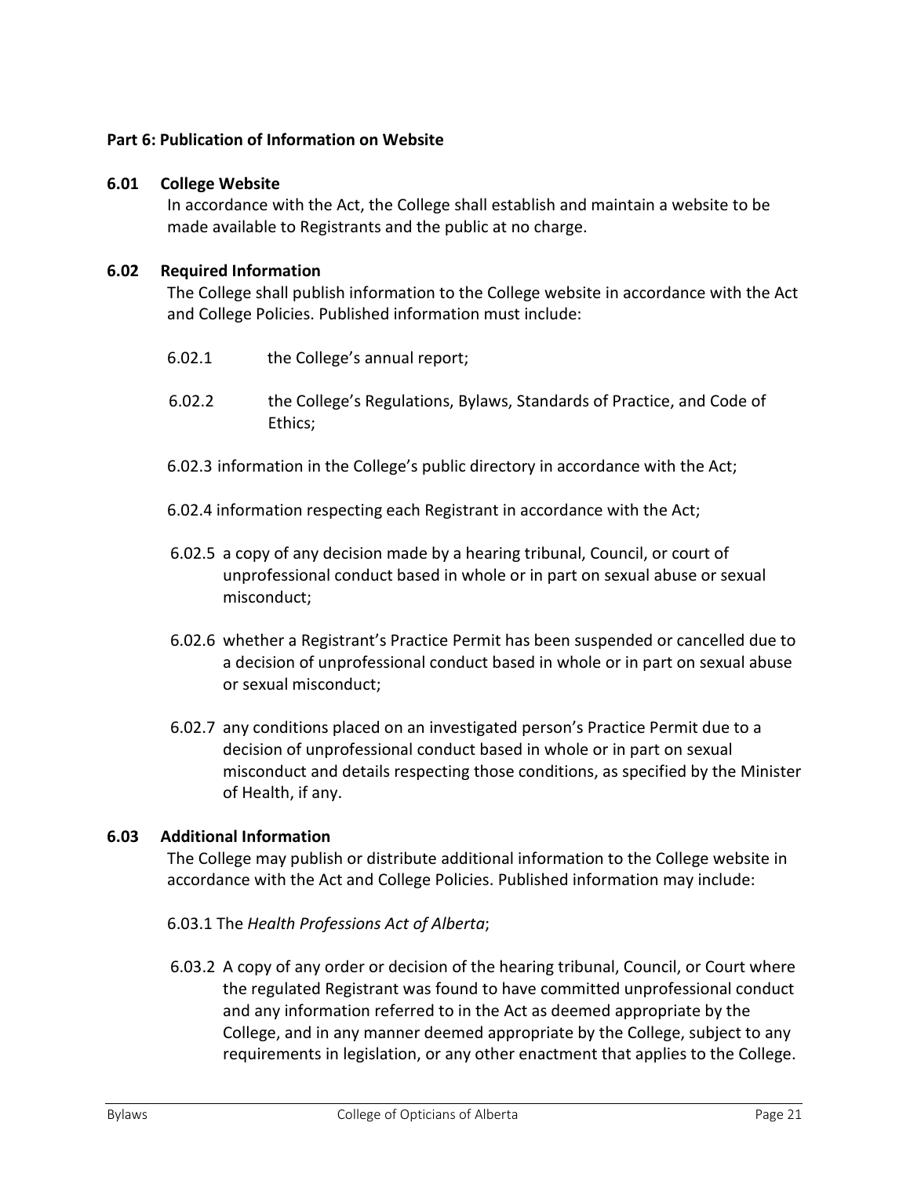## Part 6: Publication of Information on Website

### 6.01 College Website

In accordance with the Act, the College shall establish and maintain a website to be made available to Registrants and the public at no charge.

### 6.02 Required Information

The College shall publish information to the College website in accordance with the Act and College Policies. Published information must include:

6.02.1 the College's annual report;

6.02.2 the College's Regulations, Bylaws, Standards of Practice, and Code of Ethics;

6.02.3 information in the College's public directory in accordance with the Act;

6.02.4 information respecting each Registrant in accordance with the Act;

6.02.5 a copy of any decision made by a hearing tribunal, Council, or court of unprofessional conduct based in whole or in part on sexual abuse or sexual misconduct;

6.02.6 whether a Registrant's Practice Permit has been suspended or cancelled due to a decision of unprofessional conduct based in whole or in part on sexual abuse or sexual misconduct;

6.02.7 any conditions placed on an investigated person's Practice Permit due to a decision of unprofessional conduct based in whole or in part on sexual misconduct and details respecting those conditions, as specified by the Minister of Health, if any.

### 6.03 Additional Information

The College may publish or distribute additional information to the College website in accordance with the Act and College Policies. Published information may include:

6.03.1 The *Health Professions Act of Alberta*;

6.03.2 A copy of any order or decision of the hearing tribunal, Council, or Court where the regulated Registrant was found to have committed unprofessional conduct and any information referred to in the Act as deemed appropriate by the College, and in any manner deemed appropriate by the College, subject to any requirements in legislation, or any other enactment that applies to the College.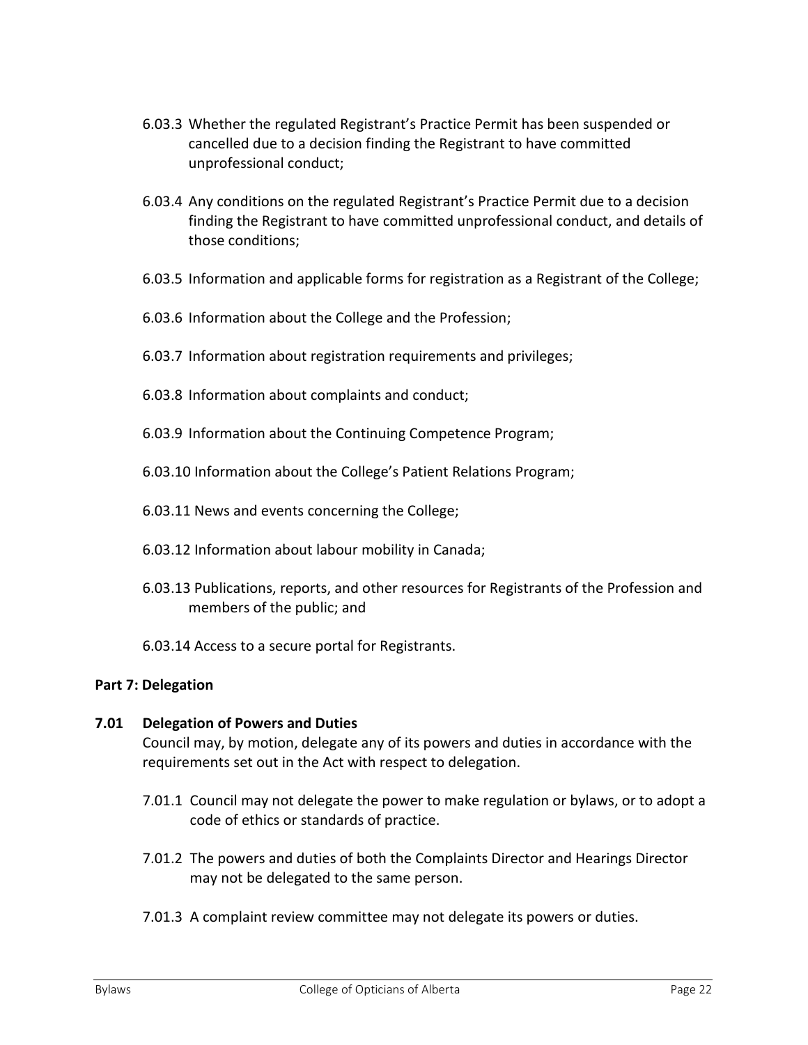6.03.3 Whether the regulated Registrant's Practice Permit has been suspended or cancelled due to a decision finding the Registrant to have committed unprofessional conduct;

6.03.4 Any conditions on the regulated Registrant's Practice Permit due to a decision finding the Registrant to have committed unprofessional conduct, and details of those conditions;

6.03.5 Information and applicable forms for registration as a Registrant of the College;

6.03.6 Information about the College and the Profession;

6.03.7 Information about registration requirements and privileges;

6.03.8 Information about complaints and conduct;

6.03.9 Information about the Continuing Competence Program;

6.03.10 Information about the College's Patient Relations Program;

6.03.11 News and events concerning the College;

6.03.12 Information about labour mobility in Canada;

6.03.13 Publications, reports, and other resources for Registrants of the Profession and members of the public; and

6.03.14 Access to a secure portal for Registrants.

## Part 7: Delegation

### 7.01 Delegation of Powers and Duties

Council may, by motion, delegate any of its powers and duties in accordance with the requirements set out in the Act with respect to delegation.

7.01.1 Council may not delegate the power to make regulation or bylaws, or to adopt a code of ethics or standards of practice.

7.01.2 The powers and duties of both the Complaints Director and Hearings Director may not be delegated to the same person.

7.01.3 A complaint review committee may not delegate its powers or duties.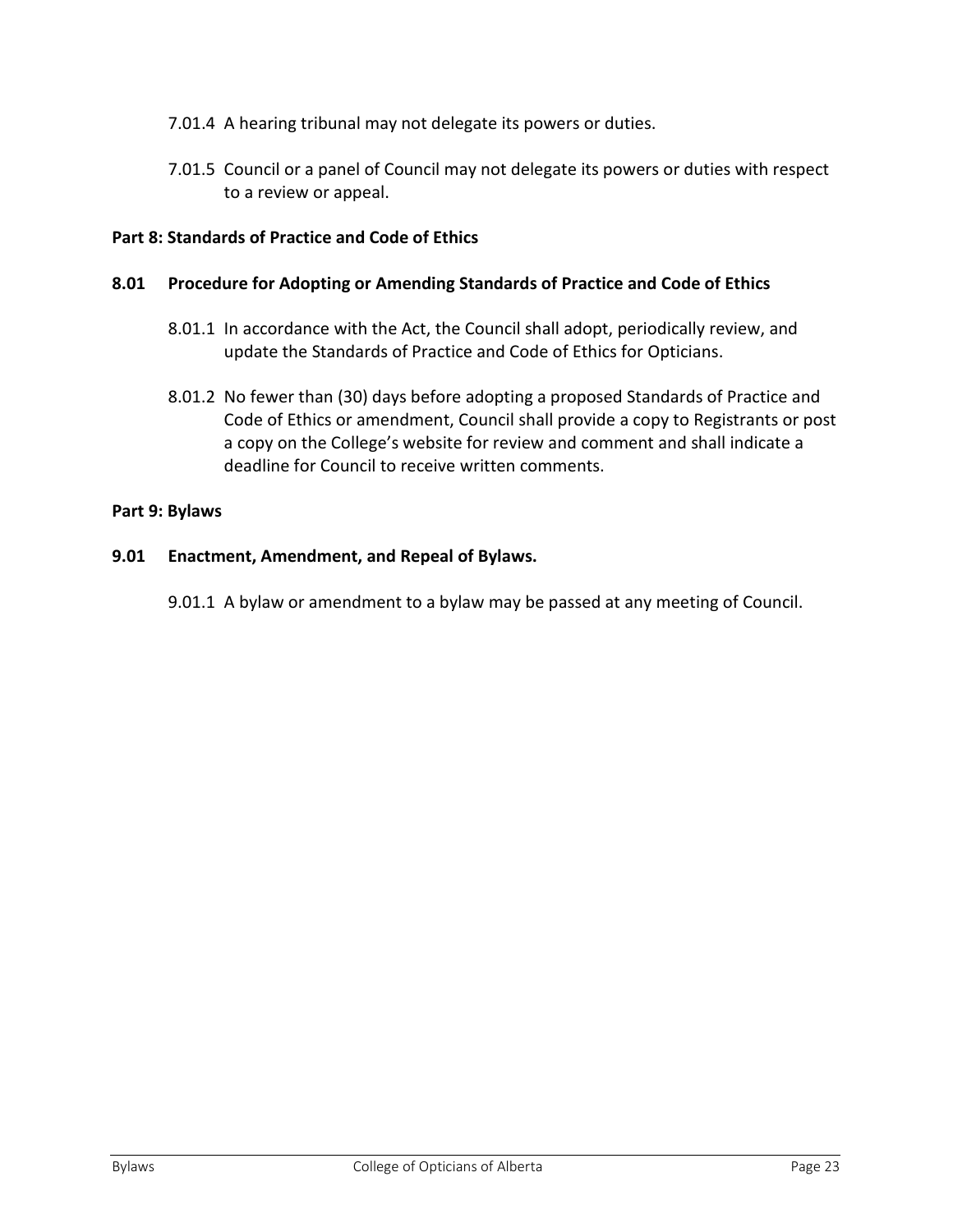7.01.4 A hearing tribunal may not delegate its powers or duties.

7.01.5 Council or a panel of Council may not delegate its powers or duties with respect to a review or appeal.

**Part 8: Standards of Practice and Code of Ethics**

**8.01 Procedure for Adopting or Amending Standards of Practice and Code of Ethics**

8.01.1 In accordance with the Act, the Council shall adopt, periodically review, and update the Standards of Practice and Code of Ethics for Opticians.

8.01.2 No fewer than (30) days before adopting a proposed Standards of Practice and Code of Ethics or amendment, Council shall provide a copy to Registrants or post a copy on the College's website for review and comment and shall indicate a deadline for Council to receive written comments.

**Part 9: Bylaws**

**9.01 Enactment, Amendment, and Repeal of Bylaws.**

9.01.1 A bylaw or amendment to a bylaw may be passed at any meeting of Council.